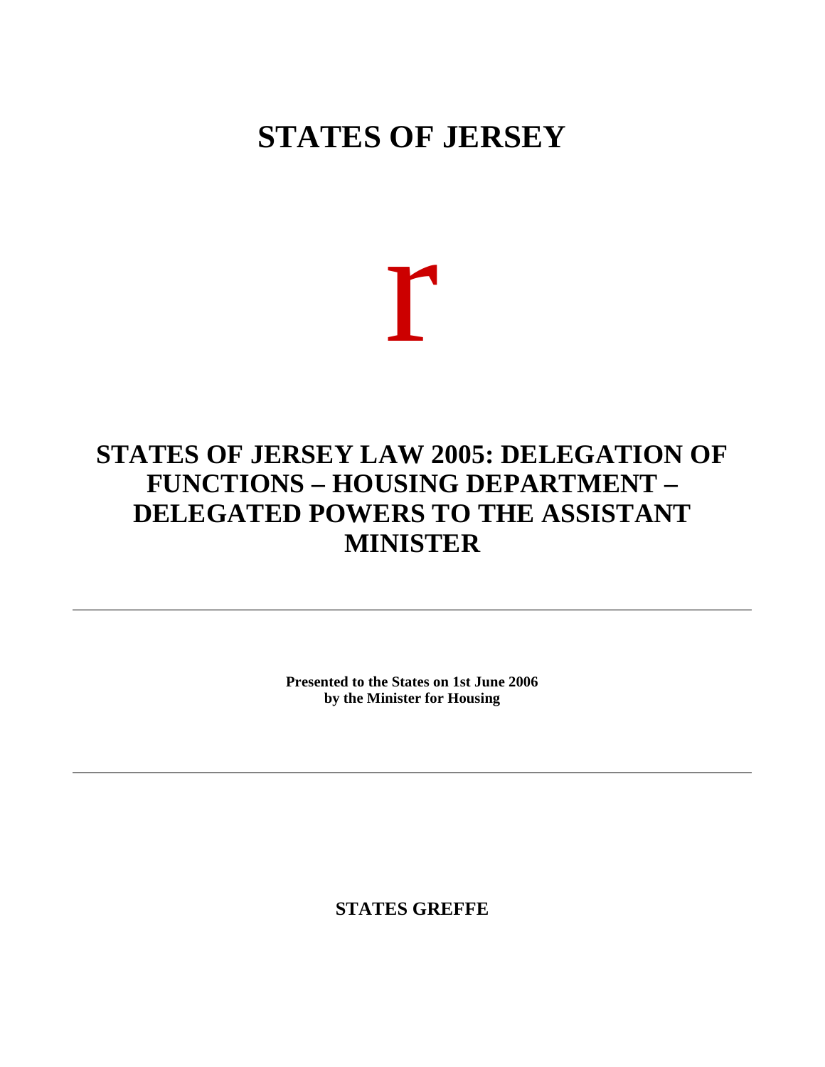# STATES OF JERSEY

r

# STATES OF JERSEY LAW 2005: DELEGATION OF FUNCTIONS – HOUSING DEPARTMENT – DELEGATED POWERS TO THE ASSISTANT MINISTER

---

**Presented to the States on 1st June 2006**
**by the Minister for Housing**

---

**STATES GREFFE**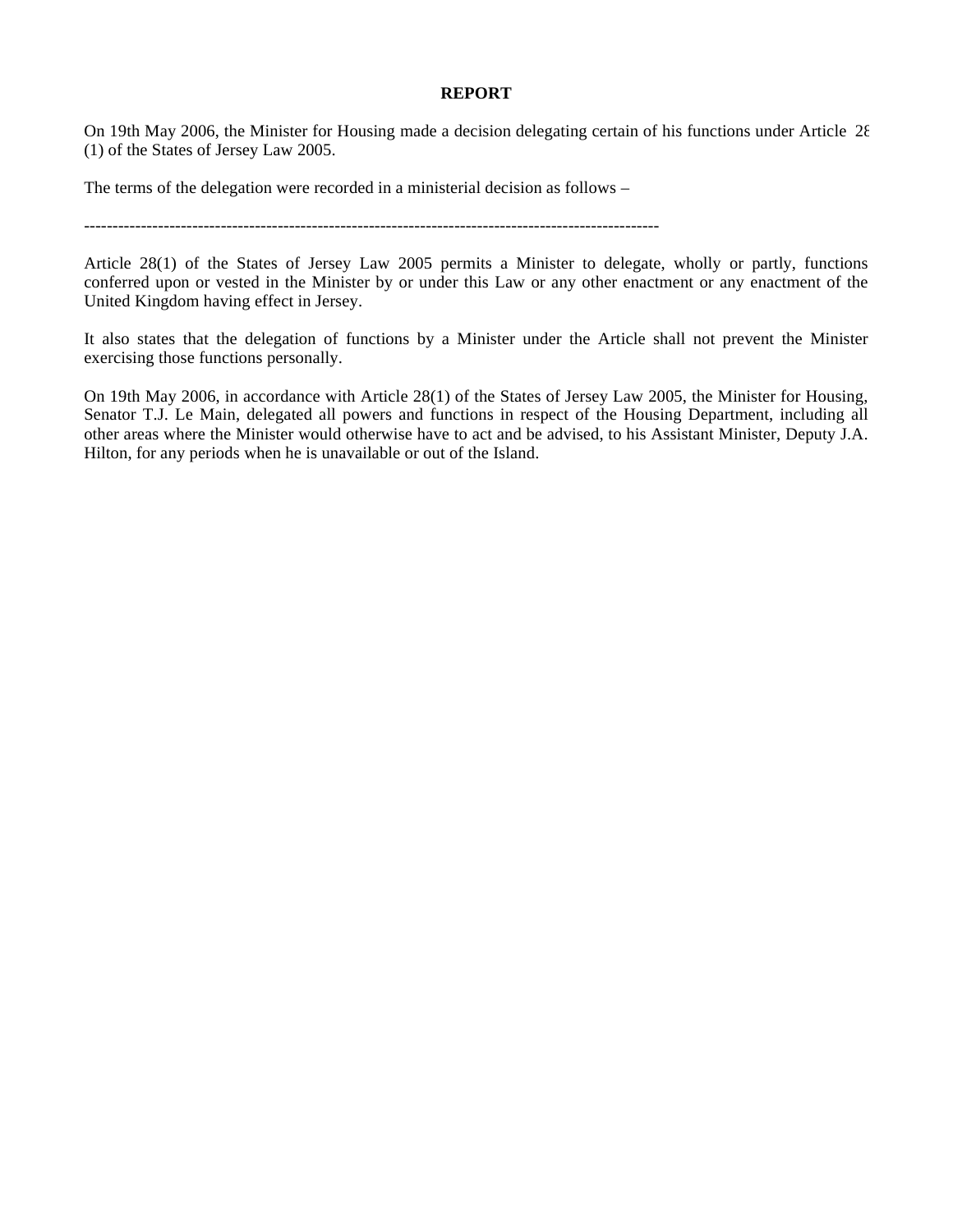**REPORT**

On 19th May 2006, the Minister for Housing made a decision delegating certain of his functions under Article 28(1) of the States of Jersey Law 2005.

The terms of the delegation were recorded in a ministerial decision as follows –

---

Article 28(1) of the States of Jersey Law 2005 permits a Minister to delegate, wholly or partly, functions conferred upon or vested in the Minister by or under this Law or any other enactment or any enactment of the United Kingdom having effect in Jersey.

It also states that the delegation of functions by a Minister under the Article shall not prevent the Minister exercising those functions personally.

On 19th May 2006, in accordance with Article 28(1) of the States of Jersey Law 2005, the Minister for Housing, Senator T.J. Le Main, delegated all powers and functions in respect of the Housing Department, including all other areas where the Minister would otherwise have to act and be advised, to his Assistant Minister, Deputy J.A. Hilton, for any periods when he is unavailable or out of the Island.